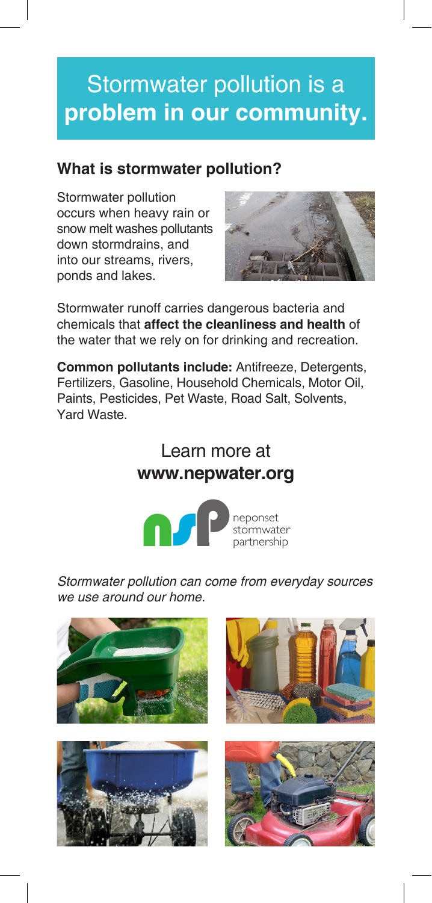# Stormwater pollution is a **problem in our community.**

## What is stormwater pollution?

Stormwater pollution occurs when heavy rain or snow melt washes pollutants down stormdrains, and into our streams, rivers, ponds and lakes.

Stormwater runoff carries dangerous bacteria and chemicals that **affect the cleanliness and health** of the water that we rely on for drinking and recreation.

**Common pollutants include:** Antifreeze, Detergents, Fertilizers, Gasoline, Household Chemicals, Motor Oil, Paints, Pesticides, Pet Waste, Road Salt, Solvents, Yard Waste.

Learn more at
**www.nepwater.org**

neponset stormwater partnership

*Stormwater pollution can come from everyday sources we use around our home.*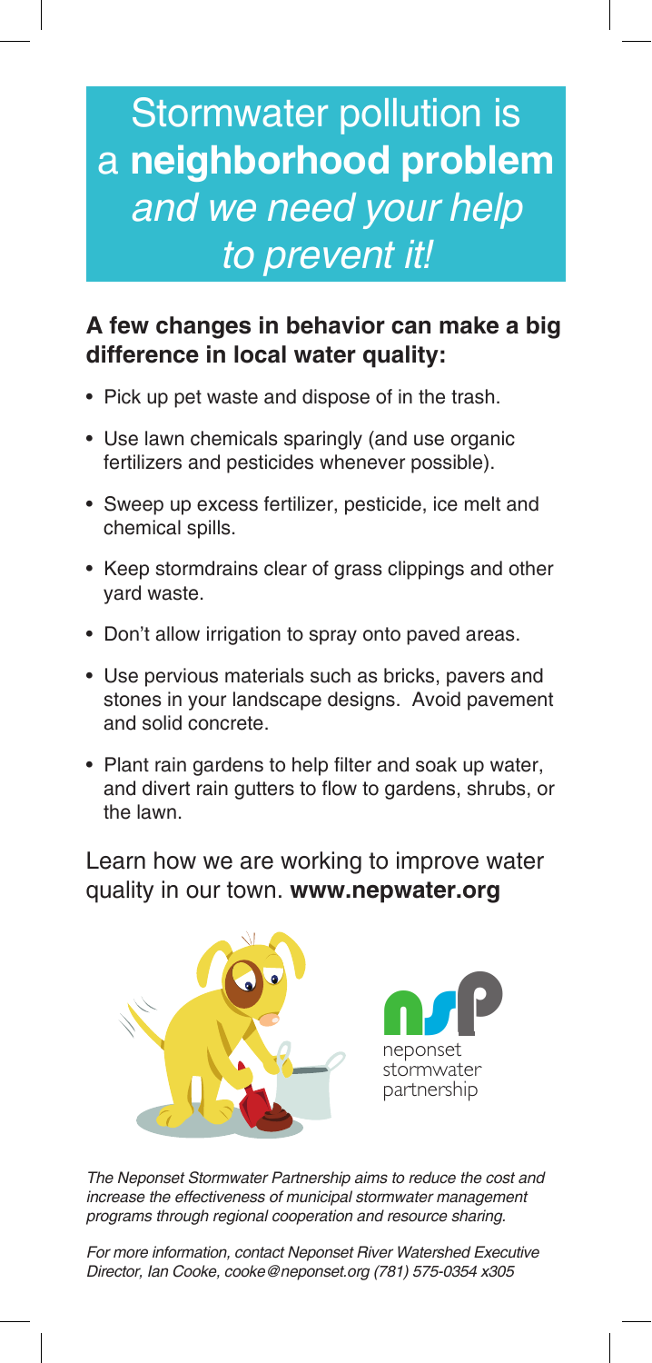# Stormwater pollution is a **neighborhood problem** *and we need your help to prevent it!*

**A few changes in behavior can make a big difference in local water quality:**

- Pick up pet waste and dispose of in the trash.
- Use lawn chemicals sparingly (and use organic fertilizers and pesticides whenever possible).
- Sweep up excess fertilizer, pesticide, ice melt and chemical spills.
- Keep stormdrains clear of grass clippings and other yard waste.
- Don't allow irrigation to spray onto paved areas.
- Use pervious materials such as bricks, pavers and stones in your landscape designs. Avoid pavement and solid concrete.
- Plant rain gardens to help filter and soak up water, and divert rain gutters to flow to gardens, shrubs, or the lawn.

Learn how we are working to improve water quality in our town. **www.nepwater.org**

nsp
neponset
stormwater
partnership

*The Neponset Stormwater Partnership aims to reduce the cost and increase the effectiveness of municipal stormwater management programs through regional cooperation and resource sharing.*

*For more information, contact Neponset River Watershed Executive Director, Ian Cooke, cooke@neponset.org (781) 575-0354 x305*